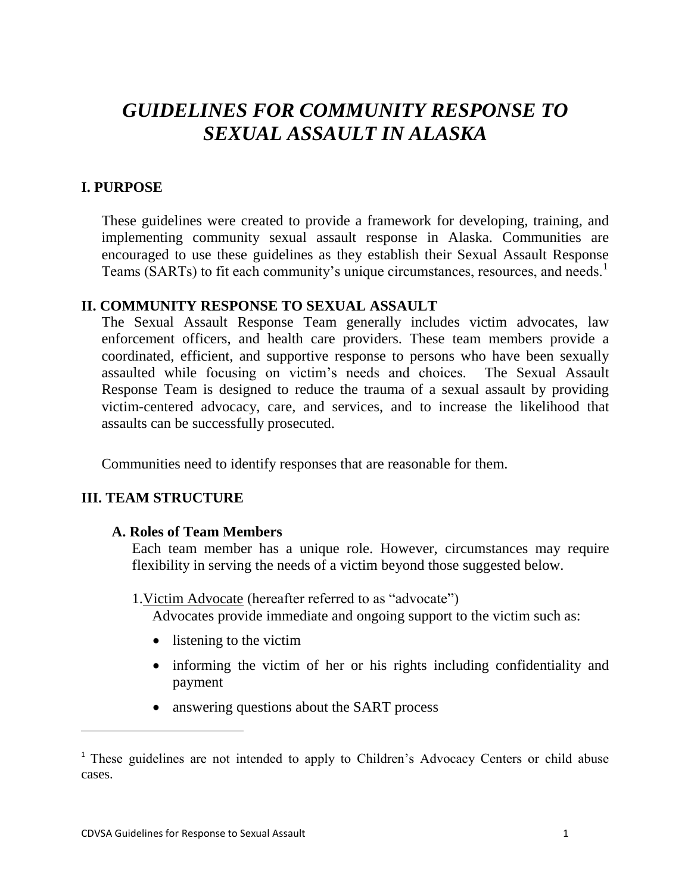# *GUIDELINES FOR COMMUNITY RESPONSE TO SEXUAL ASSAULT IN ALASKA*

## I. PURPOSE

These guidelines were created to provide a framework for developing, training, and implementing community sexual assault response in Alaska. Communities are encouraged to use these guidelines as they establish their Sexual Assault Response Teams (SARTs) to fit each community's unique circumstances, resources, and needs.[1]

## II. COMMUNITY RESPONSE TO SEXUAL ASSAULT

The Sexual Assault Response Team generally includes victim advocates, law enforcement officers, and health care providers. These team members provide a coordinated, efficient, and supportive response to persons who have been sexually assaulted while focusing on victim's needs and choices. The Sexual Assault Response Team is designed to reduce the trauma of a sexual assault by providing victim-centered advocacy, care, and services, and to increase the likelihood that assaults can be successfully prosecuted.

Communities need to identify responses that are reasonable for them.

## III. TEAM STRUCTURE

### A. Roles of Team Members

Each team member has a unique role. However, circumstances may require flexibility in serving the needs of a victim beyond those suggested below.

1. Victim Advocate (hereafter referred to as "advocate")

Advocates provide immediate and ongoing support to the victim such as:

- listening to the victim
- informing the victim of her or his rights including confidentiality and payment
- answering questions about the SART process

[1] These guidelines are not intended to apply to Children's Advocacy Centers or child abuse cases.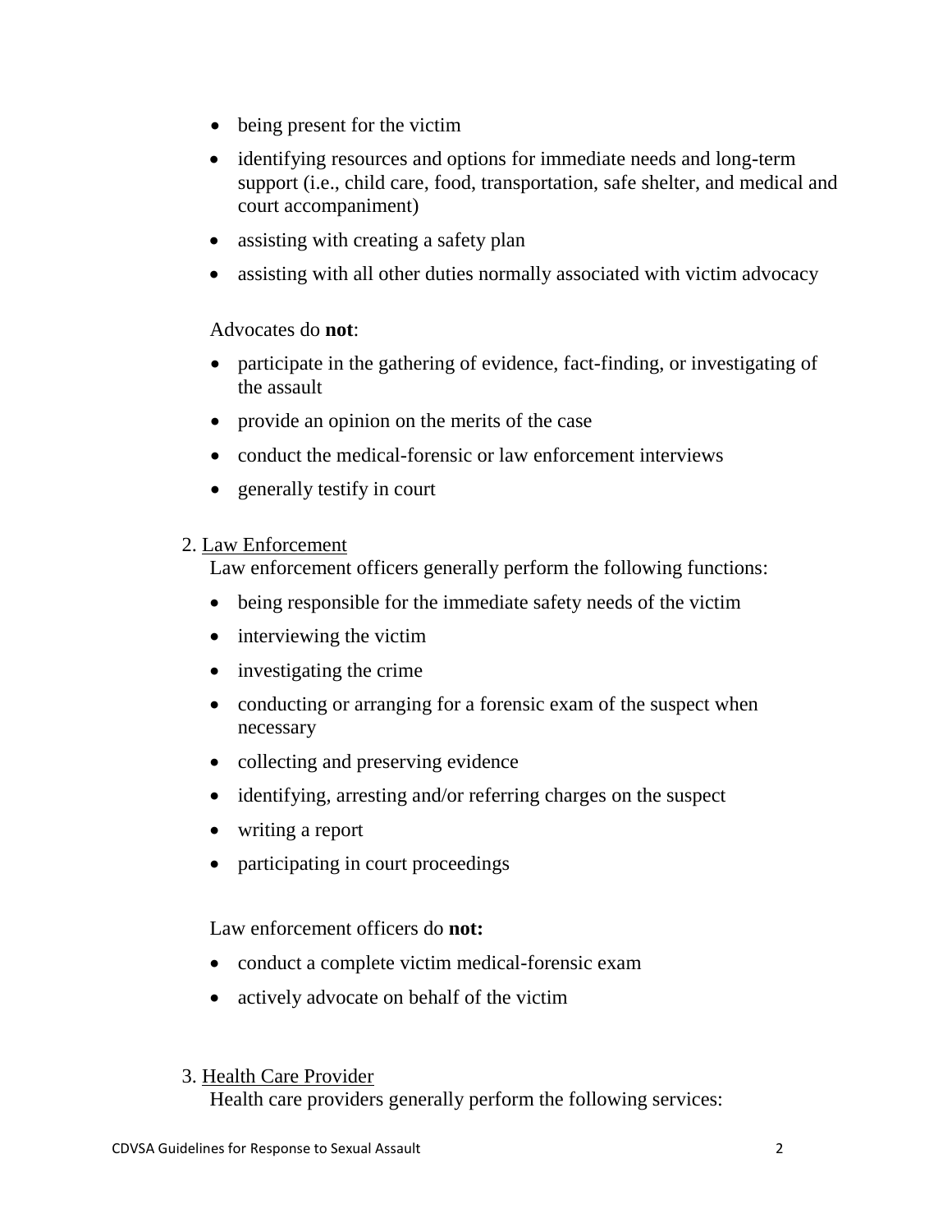- being present for the victim
- identifying resources and options for immediate needs and long-term support (i.e., child care, food, transportation, safe shelter, and medical and court accompaniment)
- assisting with creating a safety plan
- assisting with all other duties normally associated with victim advocacy

Advocates do **not**:

- participate in the gathering of evidence, fact-finding, or investigating of the assault
- provide an opinion on the merits of the case
- conduct the medical-forensic or law enforcement interviews
- generally testify in court

2. Law Enforcement

Law enforcement officers generally perform the following functions:

- being responsible for the immediate safety needs of the victim
- interviewing the victim
- investigating the crime
- conducting or arranging for a forensic exam of the suspect when necessary
- collecting and preserving evidence
- identifying, arresting and/or referring charges on the suspect
- writing a report
- participating in court proceedings

Law enforcement officers do **not:**

- conduct a complete victim medical-forensic exam
- actively advocate on behalf of the victim

3. Health Care Provider

Health care providers generally perform the following services: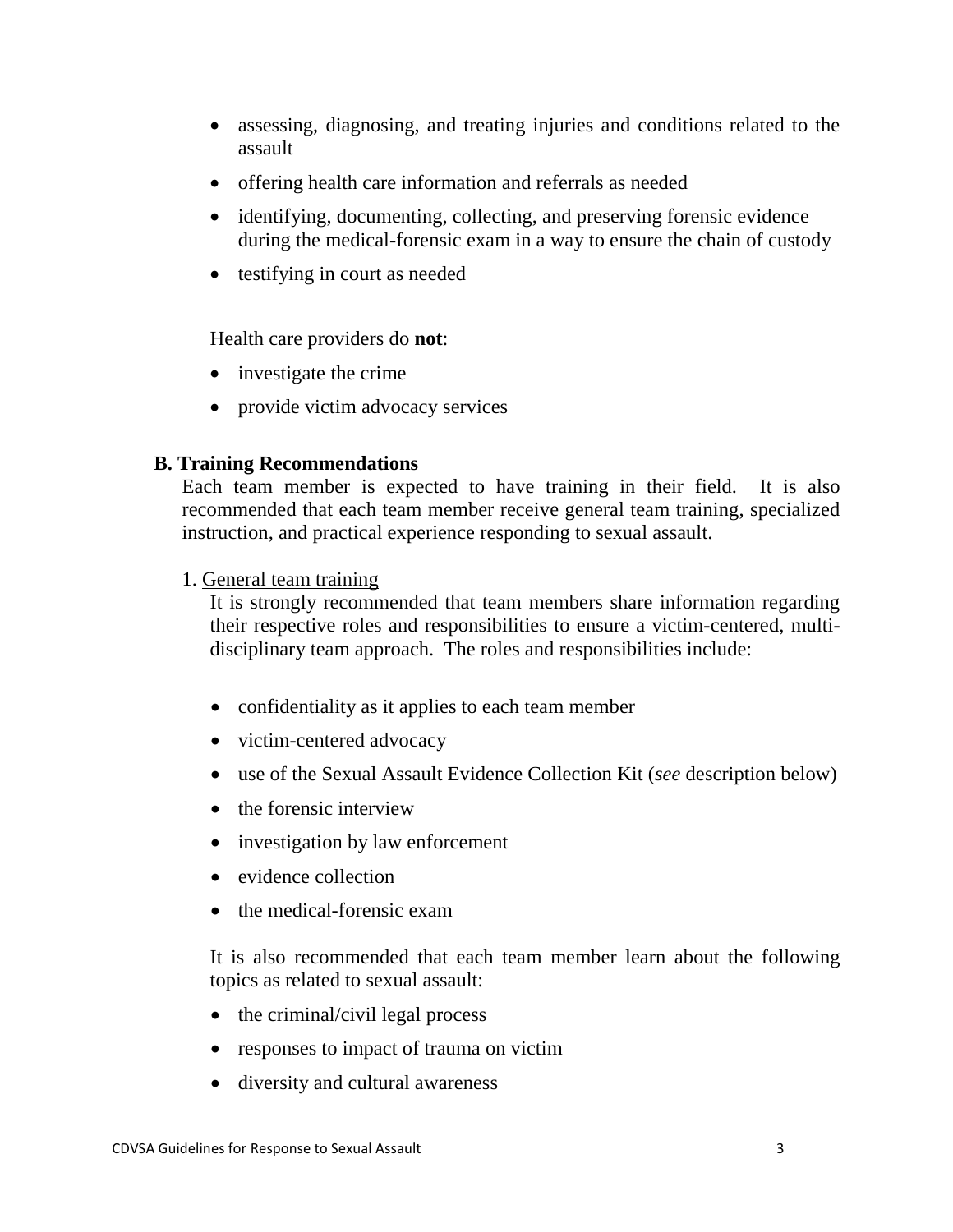- assessing, diagnosing, and treating injuries and conditions related to the assault
- offering health care information and referrals as needed
- identifying, documenting, collecting, and preserving forensic evidence during the medical-forensic exam in a way to ensure the chain of custody
- testifying in court as needed

Health care providers do **not**:

- investigate the crime
- provide victim advocacy services

### B. Training Recommendations

Each team member is expected to have training in their field. It is also recommended that each team member receive general team training, specialized instruction, and practical experience responding to sexual assault.

1. General team training

It is strongly recommended that team members share information regarding their respective roles and responsibilities to ensure a victim-centered, multi-disciplinary team approach. The roles and responsibilities include:

- confidentiality as it applies to each team member
- victim-centered advocacy
- use of the Sexual Assault Evidence Collection Kit (*see* description below)
- the forensic interview
- investigation by law enforcement
- evidence collection
- the medical-forensic exam

It is also recommended that each team member learn about the following topics as related to sexual assault:

- the criminal/civil legal process
- responses to impact of trauma on victim
- diversity and cultural awareness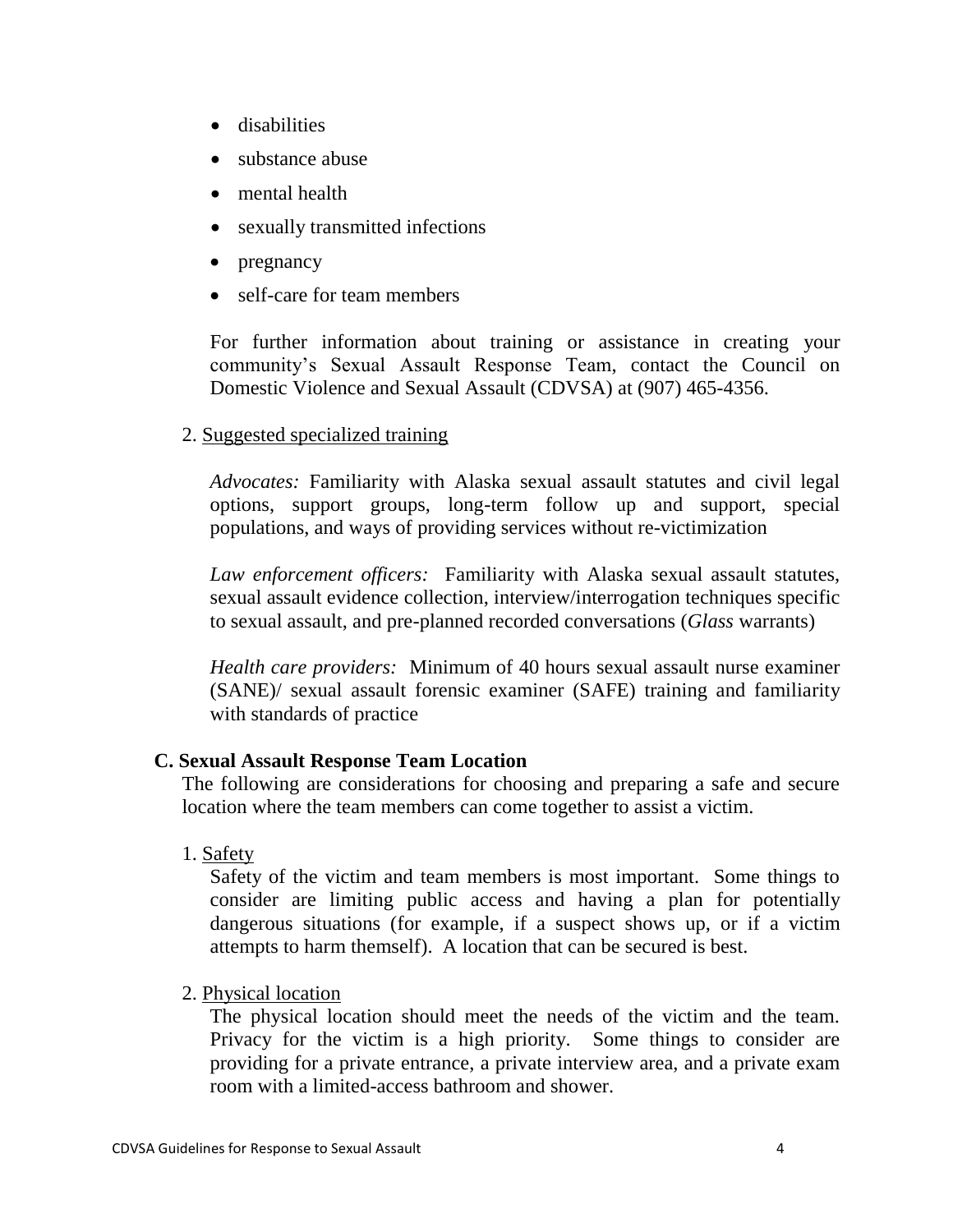- disabilities
- substance abuse
- mental health
- sexually transmitted infections
- pregnancy
- self-care for team members

For further information about training or assistance in creating your community's Sexual Assault Response Team, contact the Council on Domestic Violence and Sexual Assault (CDVSA) at (907) 465-4356.

2. Suggested specialized training

*Advocates:* Familiarity with Alaska sexual assault statutes and civil legal options, support groups, long-term follow up and support, special populations, and ways of providing services without re-victimization

*Law enforcement officers:* Familiarity with Alaska sexual assault statutes, sexual assault evidence collection, interview/interrogation techniques specific to sexual assault, and pre-planned recorded conversations (*Glass* warrants)

*Health care providers:* Minimum of 40 hours sexual assault nurse examiner (SANE)/ sexual assault forensic examiner (SAFE) training and familiarity with standards of practice

### C. Sexual Assault Response Team Location

The following are considerations for choosing and preparing a safe and secure location where the team members can come together to assist a victim.

1. Safety

Safety of the victim and team members is most important. Some things to consider are limiting public access and having a plan for potentially dangerous situations (for example, if a suspect shows up, or if a victim attempts to harm themself). A location that can be secured is best.

2. Physical location

The physical location should meet the needs of the victim and the team. Privacy for the victim is a high priority. Some things to consider are providing for a private entrance, a private interview area, and a private exam room with a limited-access bathroom and shower.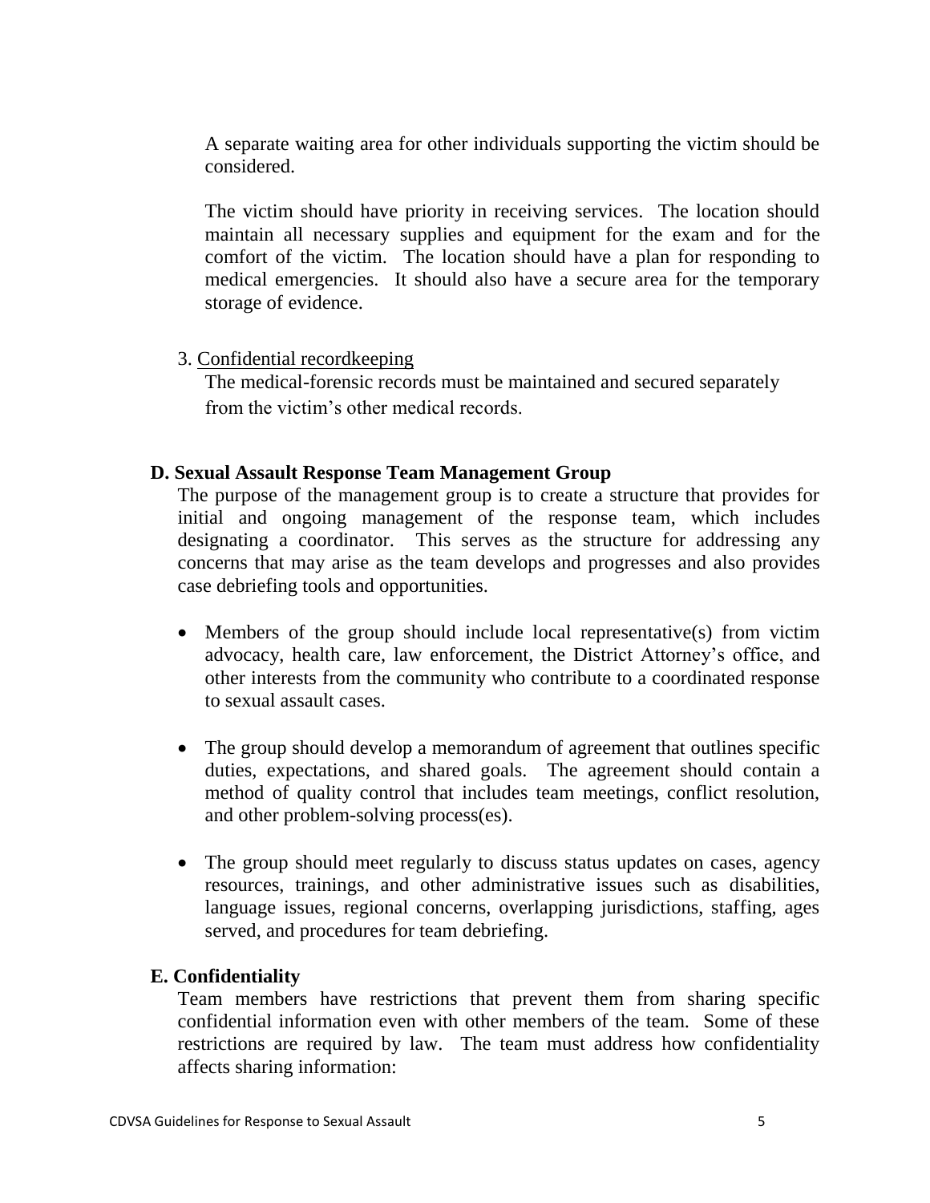A separate waiting area for other individuals supporting the victim should be considered.

The victim should have priority in receiving services. The location should maintain all necessary supplies and equipment for the exam and for the comfort of the victim. The location should have a plan for responding to medical emergencies. It should also have a secure area for the temporary storage of evidence.

3. Confidential recordkeeping

The medical-forensic records must be maintained and secured separately from the victim's other medical records.

### D. Sexual Assault Response Team Management Group

The purpose of the management group is to create a structure that provides for initial and ongoing management of the response team, which includes designating a coordinator. This serves as the structure for addressing any concerns that may arise as the team develops and progresses and also provides case debriefing tools and opportunities.

- Members of the group should include local representative(s) from victim advocacy, health care, law enforcement, the District Attorney's office, and other interests from the community who contribute to a coordinated response to sexual assault cases.
- The group should develop a memorandum of agreement that outlines specific duties, expectations, and shared goals. The agreement should contain a method of quality control that includes team meetings, conflict resolution, and other problem-solving process(es).
- The group should meet regularly to discuss status updates on cases, agency resources, trainings, and other administrative issues such as disabilities, language issues, regional concerns, overlapping jurisdictions, staffing, ages served, and procedures for team debriefing.

### E. Confidentiality

Team members have restrictions that prevent them from sharing specific confidential information even with other members of the team. Some of these restrictions are required by law. The team must address how confidentiality affects sharing information: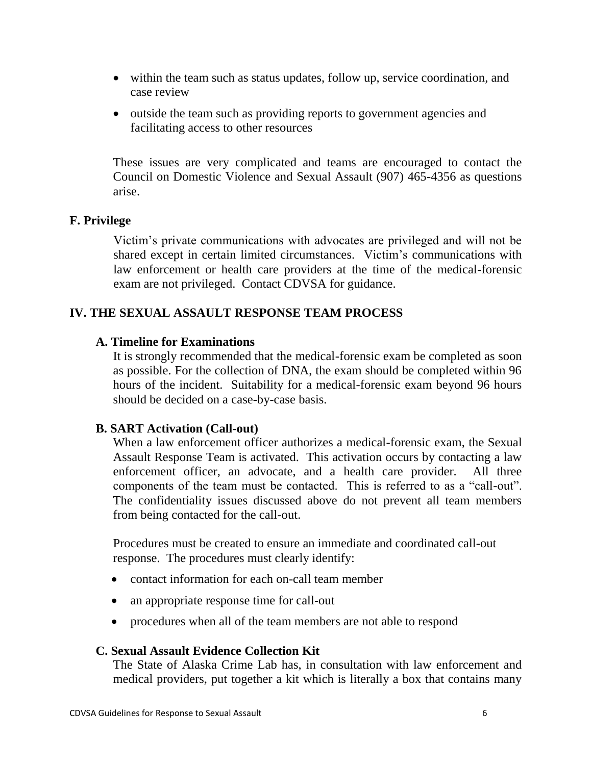- within the team such as status updates, follow up, service coordination, and case review
- outside the team such as providing reports to government agencies and facilitating access to other resources

These issues are very complicated and teams are encouraged to contact the Council on Domestic Violence and Sexual Assault (907) 465-4356 as questions arise.

### F. Privilege

Victim's private communications with advocates are privileged and will not be shared except in certain limited circumstances. Victim's communications with law enforcement or health care providers at the time of the medical-forensic exam are not privileged. Contact CDVSA for guidance.

## IV. THE SEXUAL ASSAULT RESPONSE TEAM PROCESS

### A. Timeline for Examinations

It is strongly recommended that the medical-forensic exam be completed as soon as possible. For the collection of DNA, the exam should be completed within 96 hours of the incident. Suitability for a medical-forensic exam beyond 96 hours should be decided on a case-by-case basis.

### B. SART Activation (Call-out)

When a law enforcement officer authorizes a medical-forensic exam, the Sexual Assault Response Team is activated. This activation occurs by contacting a law enforcement officer, an advocate, and a health care provider. All three components of the team must be contacted. This is referred to as a "call-out". The confidentiality issues discussed above do not prevent all team members from being contacted for the call-out.

Procedures must be created to ensure an immediate and coordinated call-out response. The procedures must clearly identify:

- contact information for each on-call team member
- an appropriate response time for call-out
- procedures when all of the team members are not able to respond

### C. Sexual Assault Evidence Collection Kit

The State of Alaska Crime Lab has, in consultation with law enforcement and medical providers, put together a kit which is literally a box that contains many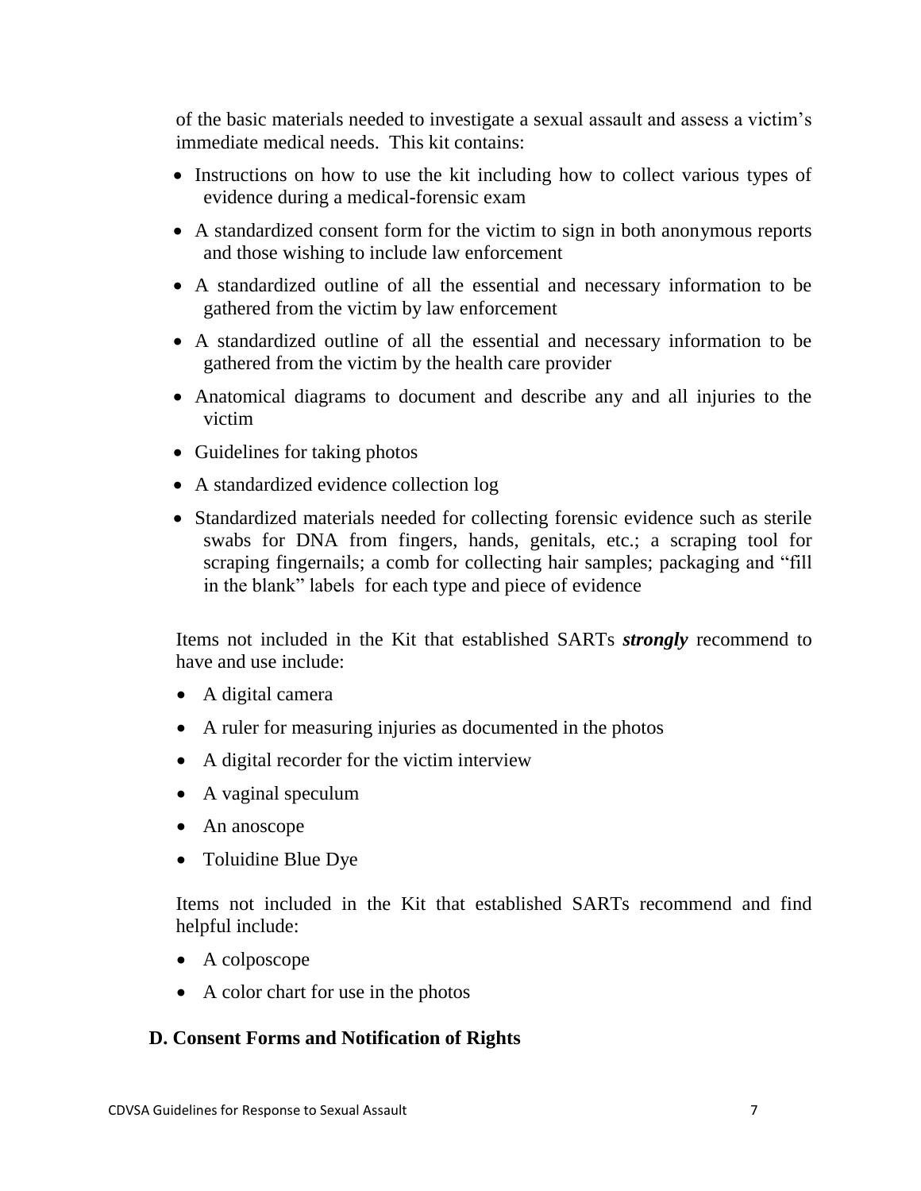of the basic materials needed to investigate a sexual assault and assess a victim's immediate medical needs. This kit contains:

- Instructions on how to use the kit including how to collect various types of evidence during a medical-forensic exam
- A standardized consent form for the victim to sign in both anonymous reports and those wishing to include law enforcement
- A standardized outline of all the essential and necessary information to be gathered from the victim by law enforcement
- A standardized outline of all the essential and necessary information to be gathered from the victim by the health care provider
- Anatomical diagrams to document and describe any and all injuries to the victim
- Guidelines for taking photos
- A standardized evidence collection log
- Standardized materials needed for collecting forensic evidence such as sterile swabs for DNA from fingers, hands, genitals, etc.; a scraping tool for scraping fingernails; a comb for collecting hair samples; packaging and "fill in the blank" labels for each type and piece of evidence

Items not included in the Kit that established SARTs ***strongly*** recommend to have and use include:

- A digital camera
- A ruler for measuring injuries as documented in the photos
- A digital recorder for the victim interview
- A vaginal speculum
- An anoscope
- Toluidine Blue Dye

Items not included in the Kit that established SARTs recommend and find helpful include:

- A colposcope
- A color chart for use in the photos

### D. Consent Forms and Notification of Rights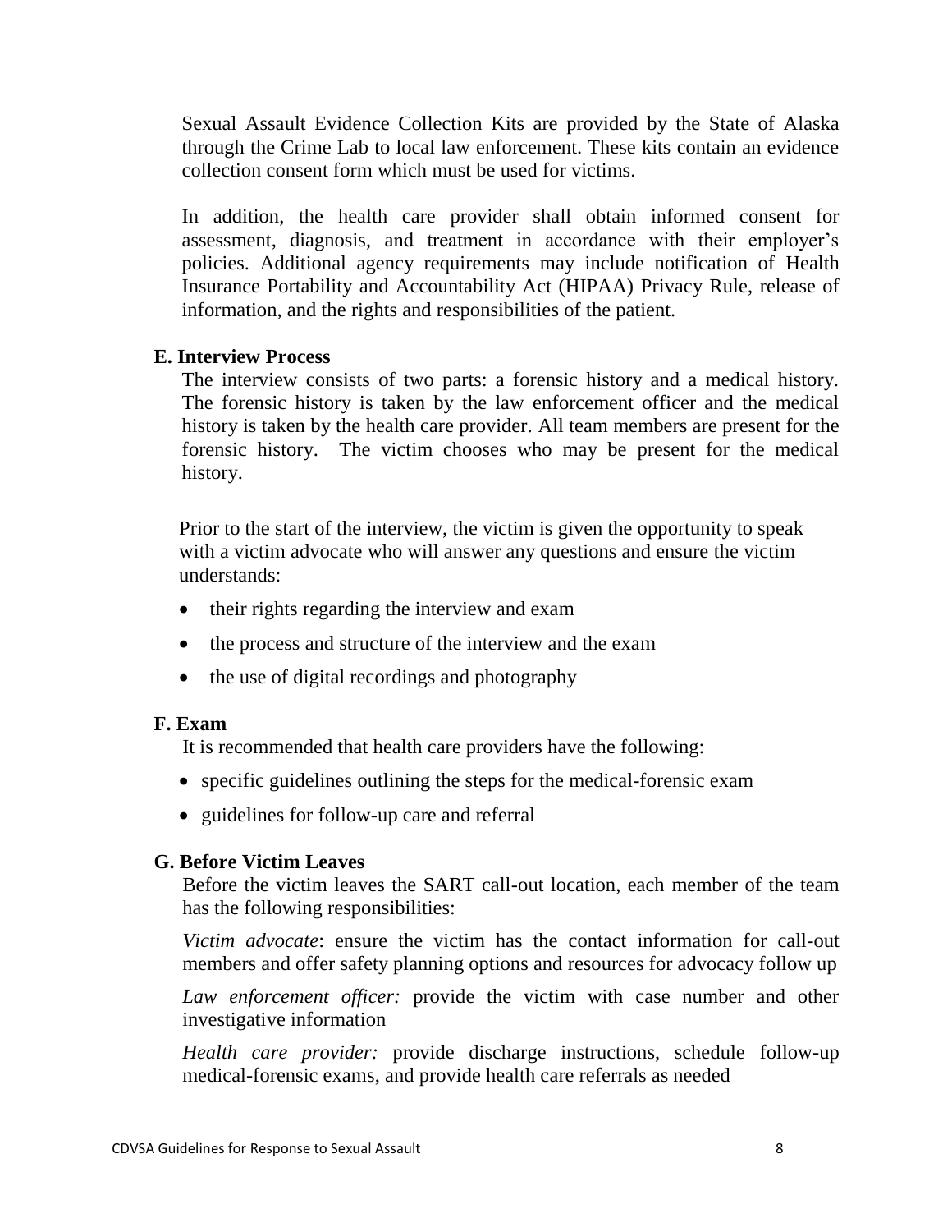Sexual Assault Evidence Collection Kits are provided by the State of Alaska through the Crime Lab to local law enforcement. These kits contain an evidence collection consent form which must be used for victims.

In addition, the health care provider shall obtain informed consent for assessment, diagnosis, and treatment in accordance with their employer's policies. Additional agency requirements may include notification of Health Insurance Portability and Accountability Act (HIPAA) Privacy Rule, release of information, and the rights and responsibilities of the patient.

### E. Interview Process

The interview consists of two parts: a forensic history and a medical history. The forensic history is taken by the law enforcement officer and the medical history is taken by the health care provider. All team members are present for the forensic history. The victim chooses who may be present for the medical history.

Prior to the start of the interview, the victim is given the opportunity to speak with a victim advocate who will answer any questions and ensure the victim understands:

- their rights regarding the interview and exam
- the process and structure of the interview and the exam
- the use of digital recordings and photography

### F. Exam

It is recommended that health care providers have the following:

- specific guidelines outlining the steps for the medical-forensic exam
- guidelines for follow-up care and referral

### G. Before Victim Leaves

Before the victim leaves the SART call-out location, each member of the team has the following responsibilities:

*Victim advocate*: ensure the victim has the contact information for call-out members and offer safety planning options and resources for advocacy follow up

*Law enforcement officer:* provide the victim with case number and other investigative information

*Health care provider:* provide discharge instructions, schedule follow-up medical-forensic exams, and provide health care referrals as needed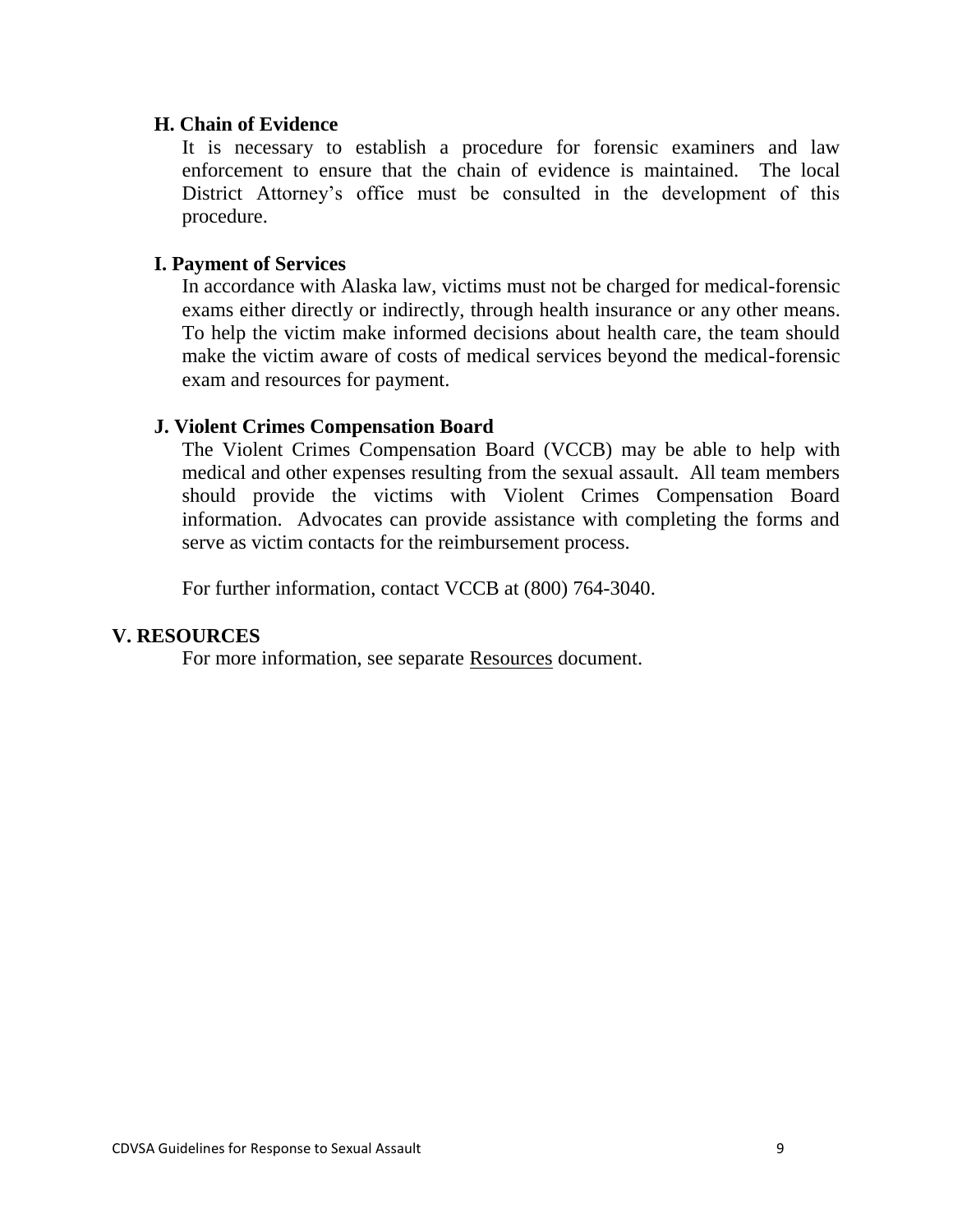### H. Chain of Evidence

It is necessary to establish a procedure for forensic examiners and law enforcement to ensure that the chain of evidence is maintained. The local District Attorney's office must be consulted in the development of this procedure.

### I. Payment of Services

In accordance with Alaska law, victims must not be charged for medical-forensic exams either directly or indirectly, through health insurance or any other means. To help the victim make informed decisions about health care, the team should make the victim aware of costs of medical services beyond the medical-forensic exam and resources for payment.

### J. Violent Crimes Compensation Board

The Violent Crimes Compensation Board (VCCB) may be able to help with medical and other expenses resulting from the sexual assault. All team members should provide the victims with Violent Crimes Compensation Board information. Advocates can provide assistance with completing the forms and serve as victim contacts for the reimbursement process.

For further information, contact VCCB at (800) 764-3040.

## V. RESOURCES

For more information, see separate Resources document.